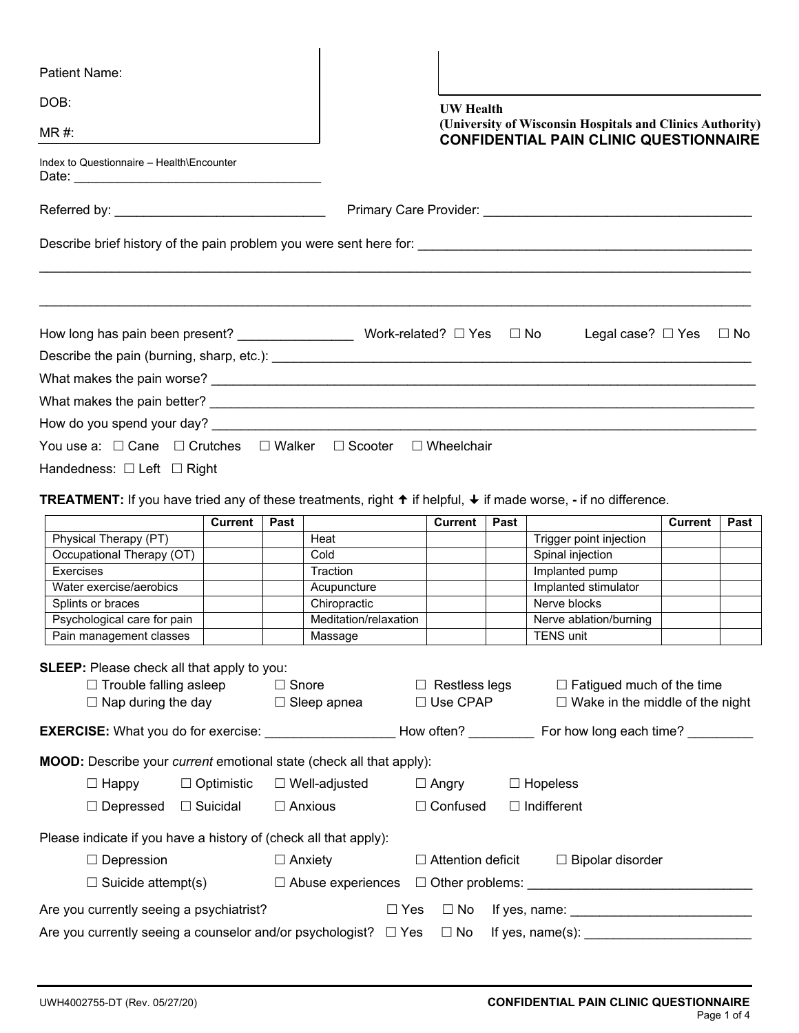Patient Name:

DOB:

MR #:

**UW Health**
**(University of Wisconsin Hospitals and Clinics Authority)**
**CONFIDENTIAL PAIN CLINIC QUESTIONNAIRE**

Index to Questionnaire – Health\Encounter
Date: ___________________________________

Referred by: _____________________________ Primary Care Provider: ______________________________________

Describe brief history of the pain problem you were sent here for: _____________________________________________

_____________________________________________________________________________________________________

_____________________________________________________________________________________________________

How long has pain been present? _______________ Work-related? ☐ Yes ☐ No Legal case? ☐ Yes ☐ No

Describe the pain (burning, sharp, etc.): ___________________________________________________________________

What makes the pain worse? ____________________________________________________________________________

What makes the pain better? ____________________________________________________________________________

How do you spend your day? ____________________________________________________________________________

You use a: ☐ Cane ☐ Crutches ☐ Walker ☐ Scooter ☐ Wheelchair

Handedness: ☐ Left ☐ Right

**TREATMENT:** If you have tried any of these treatments, right ↑ if helpful, ↓ if made worse, **-** if no difference.

| | Current | Past | | Current | Past | | Current | Past |
|---|---|---|---|---|---|---|---|---|
| Physical Therapy (PT) | | | Heat | | | Trigger point injection | | |
| Occupational Therapy (OT) | | | Cold | | | Spinal injection | | |
| Exercises | | | Traction | | | Implanted pump | | |
| Water exercise/aerobics | | | Acupuncture | | | Implanted stimulator | | |
| Splints or braces | | | Chiropractic | | | Nerve blocks | | |
| Psychological care for pain | | | Meditation/relaxation | | | Nerve ablation/burning | | |
| Pain management classes | | | Massage | | | TENS unit | | |

**SLEEP:** Please check all that apply to you:

☐ Trouble falling asleep ☐ Snore ☐ Restless legs ☐ Fatigued much of the time
☐ Nap during the day ☐ Sleep apnea ☐ Use CPAP ☐ Wake in the middle of the night

**EXERCISE:** What you do for exercise: _________________ How often? _________ For how long each time? _________

**MOOD:** Describe your *current* emotional state (check all that apply):

☐ Happy ☐ Optimistic ☐ Well-adjusted ☐ Angry ☐ Hopeless
☐ Depressed ☐ Suicidal ☐ Anxious ☐ Confused ☐ Indifferent

Please indicate if you have a history of (check all that apply):

☐ Depression ☐ Anxiety ☐ Attention deficit ☐ Bipolar disorder
☐ Suicide attempt(s) ☐ Abuse experiences ☐ Other problems: _______________________________

Are you currently seeing a psychiatrist? ☐ Yes ☐ No If yes, name: ________________________

Are you currently seeing a counselor and/or psychologist? ☐ Yes ☐ No If yes, name(s): _______________________

UWH4002755-DT (Rev. 05/27/20)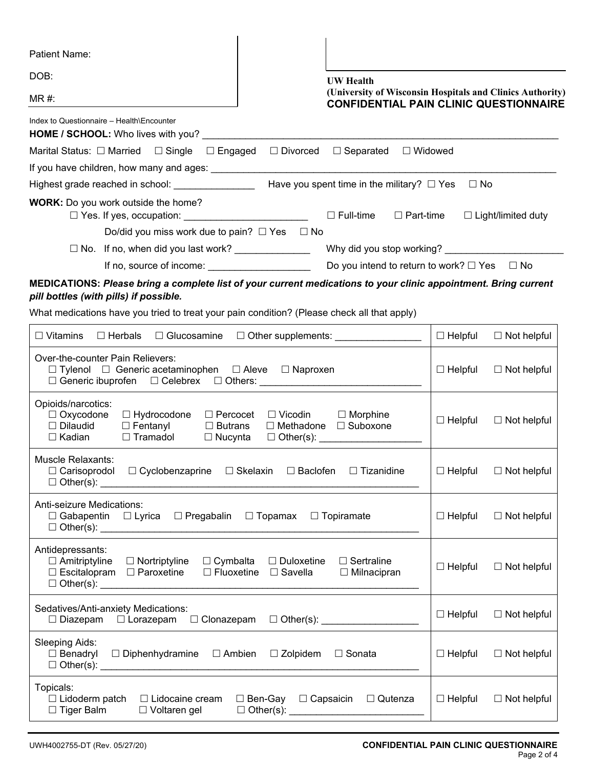Patient Name:

DOB:

MR #:

**UW Health**
**(University of Wisconsin Hospitals and Clinics Authority)**
**CONFIDENTIAL PAIN CLINIC QUESTIONNAIRE**

Index to Questionnaire – Health\Encounter

**HOME / SCHOOL:** Who lives with you? ______________________________________________________________________

Marital Status: ☐ Married ☐ Single ☐ Engaged ☐ Divorced ☐ Separated ☐ Widowed

If you have children, how many and ages: ______________________________________________________________

Highest grade reached in school: _______________ Have you spent time in the military? ☐ Yes ☐ No

**WORK:** Do you work outside the home?

☐ Yes. If yes, occupation: _______________________ ☐ Full-time ☐ Part-time ☐ Light/limited duty

Do/did you miss work due to pain? ☐ Yes ☐ No

☐ No. If no, when did you last work? ______________ Why did you stop working? ______________________

If no, source of income: ___________________ Do you intend to return to work? ☐ Yes ☐ No

**MEDICATIONS:** ***Please bring a complete list of your current medications to your clinic appointment. Bring current pill bottles (with pills) if possible.***

What medications have you tried to treat your pain condition? (Please check all that apply)

| Medications | Helpful | Not helpful |
|---|---|---|
| ☐ Vitamins ☐ Herbals ☐ Glucosamine ☐ Other supplements: _______________ | ☐ Helpful | ☐ Not helpful |
| Over-the-counter Pain Relievers:<br>☐ Tylenol ☐ Generic acetaminophen ☐ Aleve ☐ Naproxen<br>☐ Generic ibuprofen ☐ Celebrex ☐ Others: _____________________________ | ☐ Helpful | ☐ Not helpful |
| Opioids/narcotics:<br>☐ Oxycodone ☐ Hydrocodone ☐ Percocet ☐ Vicodin ☐ Morphine<br>☐ Dilaudid ☐ Fentanyl ☐ Butrans ☐ Methadone ☐ Suboxone<br>☐ Kadian ☐ Tramadol ☐ Nucynta ☐ Other(s): ___________________ | ☐ Helpful | ☐ Not helpful |
| Muscle Relaxants:<br>☐ Carisoprodol ☐ Cyclobenzaprine ☐ Skelaxin ☐ Baclofen ☐ Tizanidine<br>☐ Other(s): ___________________________________________________________ | ☐ Helpful | ☐ Not helpful |
| Anti-seizure Medications:<br>☐ Gabapentin ☐ Lyrica ☐ Pregabalin ☐ Topamax ☐ Topiramate<br>☐ Other(s): ___________________________________________________________ | ☐ Helpful | ☐ Not helpful |
| Antidepressants:<br>☐ Amitriptyline ☐ Nortriptyline ☐ Cymbalta ☐ Duloxetine ☐ Sertraline<br>☐ Escitalopram ☐ Paroxetine ☐ Fluoxetine ☐ Savella ☐ Milnacipran<br>☐ Other(s): ___________________________________________________________ | ☐ Helpful | ☐ Not helpful |
| Sedatives/Anti-anxiety Medications:<br>☐ Diazepam ☐ Lorazepam ☐ Clonazepam ☐ Other(s): _________________ | ☐ Helpful | ☐ Not helpful |
| Sleeping Aids:<br>☐ Benadryl ☐ Diphenhydramine ☐ Ambien ☐ Zolpidem ☐ Sonata<br>☐ Other(s): ___________________________________________________________ | ☐ Helpful | ☐ Not helpful |
| Topicals:<br>☐ Lidoderm patch ☐ Lidocaine cream ☐ Ben-Gay ☐ Capsaicin ☐ Qutenza<br>☐ Tiger Balm ☐ Voltaren gel ☐ Other(s): ________________________ | ☐ Helpful | ☐ Not helpful |

UWH4002755-DT (Rev. 05/27/20)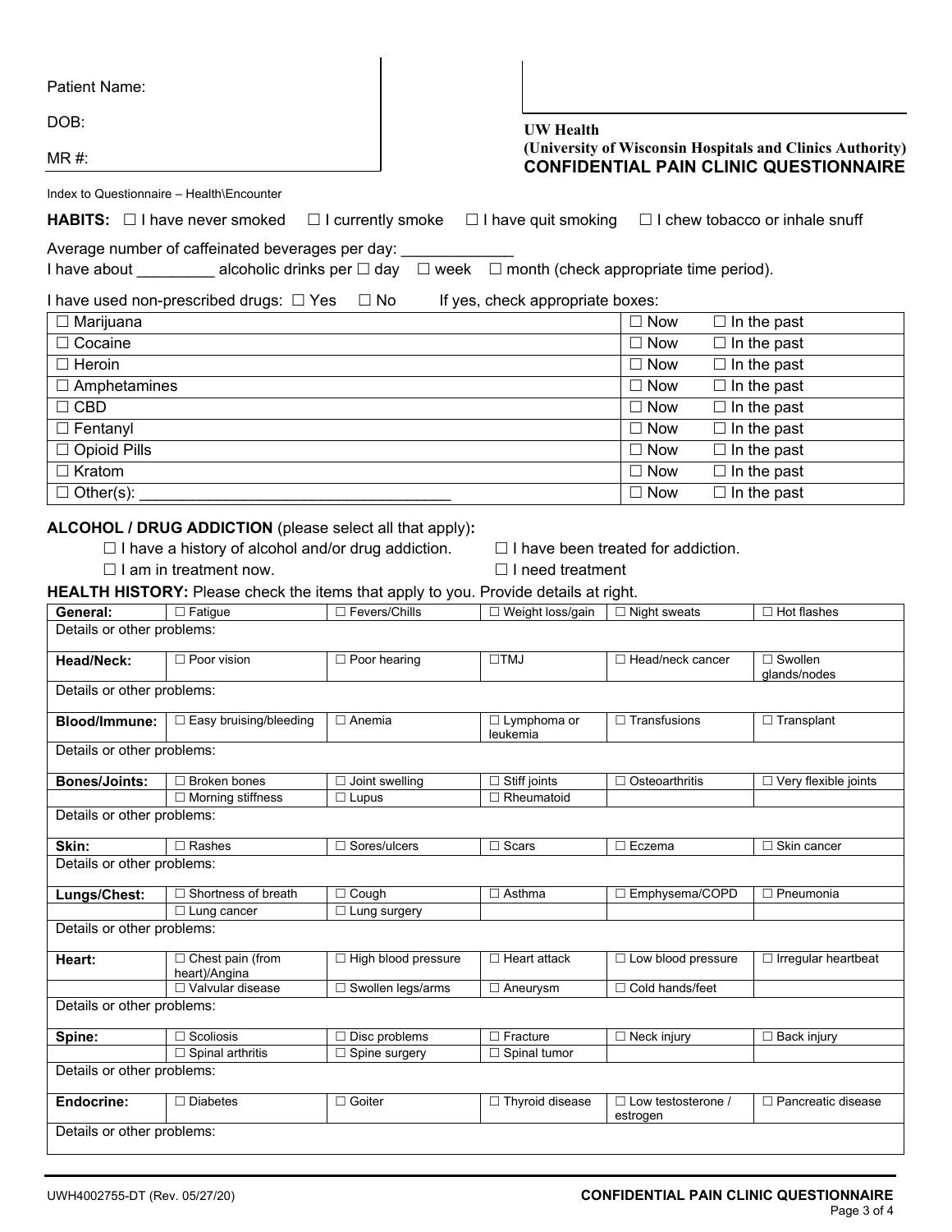Patient Name:

DOB:

MR #:

**UW Health**
**(University of Wisconsin Hospitals and Clinics Authority)**
**CONFIDENTIAL PAIN CLINIC QUESTIONNAIRE**

Index to Questionnaire – Health\Encounter

**HABITS:** ☐ I have never smoked ☐ I currently smoke ☐ I have quit smoking ☐ I chew tobacco or inhale snuff

Average number of caffeinated beverages per day: _____________
I have about _________ alcoholic drinks per ☐ day ☐ week ☐ month (check appropriate time period).

I have used non-prescribed drugs: ☐ Yes ☐ No If yes, check appropriate boxes:

| Drug | Now | In the past |
|---|---|---|
| ☐ Marijuana | ☐ Now | ☐ In the past |
| ☐ Cocaine | ☐ Now | ☐ In the past |
| ☐ Heroin | ☐ Now | ☐ In the past |
| ☐ Amphetamines | ☐ Now | ☐ In the past |
| ☐ CBD | ☐ Now | ☐ In the past |
| ☐ Fentanyl | ☐ Now | ☐ In the past |
| ☐ Opioid Pills | ☐ Now | ☐ In the past |
| ☐ Kratom | ☐ Now | ☐ In the past |
| ☐ Other(s): ___________________________________ | ☐ Now | ☐ In the past |

**ALCOHOL / DRUG ADDICTION** (please select all that apply)**:**

☐ I have a history of alcohol and/or drug addiction. ☐ I have been treated for addiction.
☐ I am in treatment now. ☐ I need treatment

**HEALTH HISTORY:** Please check the items that apply to you. Provide details at right.

| | | | | | |
|---|---|---|---|---|---|
| **General:** | ☐ Fatigue | ☐ Fevers/Chills | ☐ Weight loss/gain | ☐ Night sweats | ☐ Hot flashes |
| Details or other problems: | | | | | |
| **Head/Neck:** | ☐ Poor vision | ☐ Poor hearing | ☐TMJ | ☐ Head/neck cancer | ☐ Swollen glands/nodes |
| Details or other problems: | | | | | |
| **Blood/Immune:** | ☐ Easy bruising/bleeding | ☐ Anemia | ☐ Lymphoma or leukemia | ☐ Transfusions | ☐ Transplant |
| Details or other problems: | | | | | |
| **Bones/Joints:** | ☐ Broken bones | ☐ Joint swelling | ☐ Stiff joints | ☐ Osteoarthritis | ☐ Very flexible joints |
| | ☐ Morning stiffness | ☐ Lupus | ☐ Rheumatoid | | |
| Details or other problems: | | | | | |
| **Skin:** | ☐ Rashes | ☐ Sores/ulcers | ☐ Scars | ☐ Eczema | ☐ Skin cancer |
| Details or other problems: | | | | | |
| **Lungs/Chest:** | ☐ Shortness of breath | ☐ Cough | ☐ Asthma | ☐ Emphysema/COPD | ☐ Pneumonia |
| | ☐ Lung cancer | ☐ Lung surgery | | | |
| Details or other problems: | | | | | |
| **Heart:** | ☐ Chest pain (from heart)/Angina | ☐ High blood pressure | ☐ Heart attack | ☐ Low blood pressure | ☐ Irregular heartbeat |
| | ☐ Valvular disease | ☐ Swollen legs/arms | ☐ Aneurysm | ☐ Cold hands/feet | |
| Details or other problems: | | | | | |
| **Spine:** | ☐ Scoliosis | ☐ Disc problems | ☐ Fracture | ☐ Neck injury | ☐ Back injury |
| | ☐ Spinal arthritis | ☐ Spine surgery | ☐ Spinal tumor | | |
| Details or other problems: | | | | | |
| **Endocrine:** | ☐ Diabetes | ☐ Goiter | ☐ Thyroid disease | ☐ Low testosterone / estrogen | ☐ Pancreatic disease |
| Details or other problems: | | | | | |

UWH4002755-DT (Rev. 05/27/20) **CONFIDENTIAL PAIN CLINIC QUESTIONNAIRE**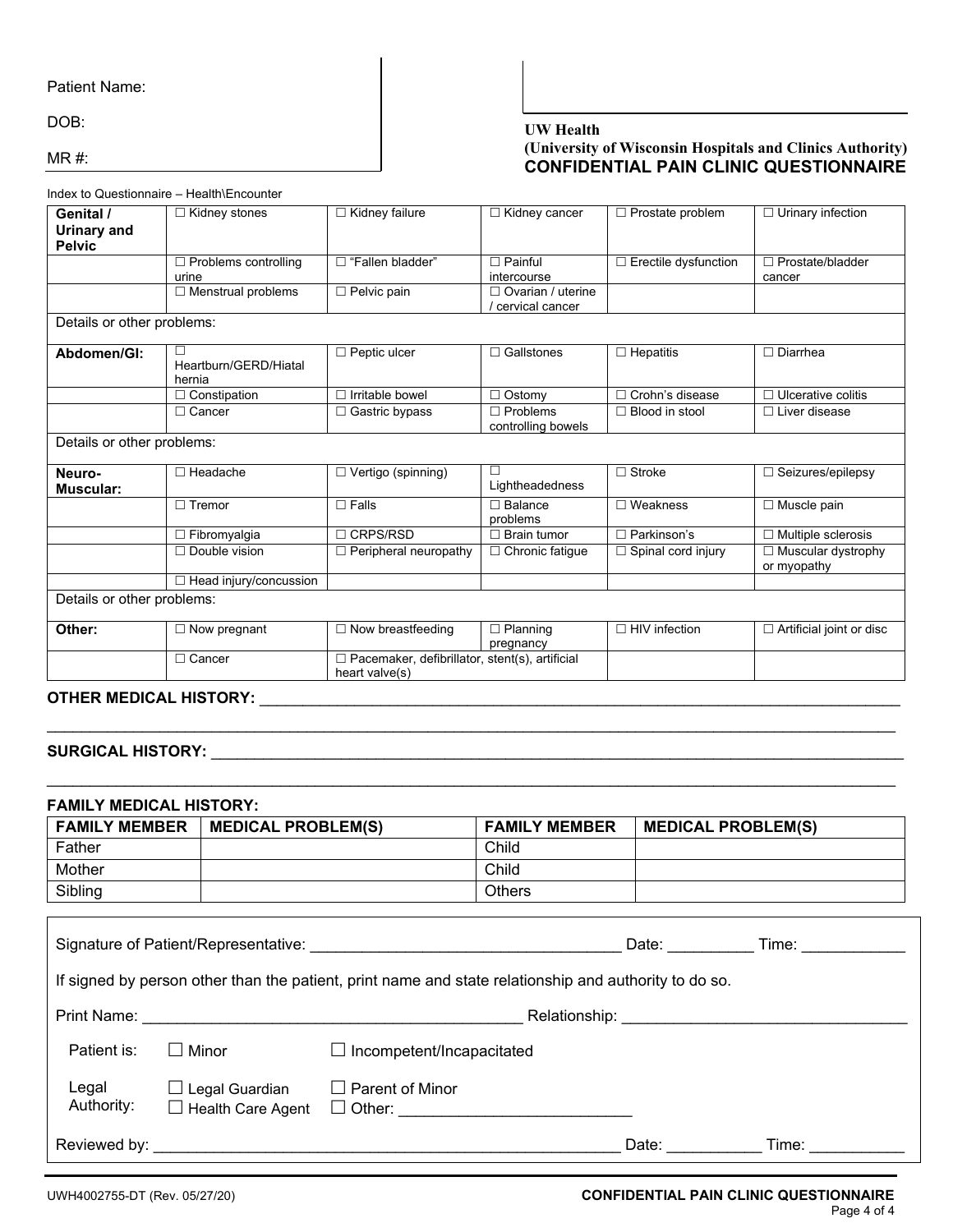Patient Name:

DOB:

MR #:

**UW Health**
**(University of Wisconsin Hospitals and Clinics Authority)**
**CONFIDENTIAL PAIN CLINIC QUESTIONNAIRE**

Index to Questionnaire – Health\Encounter

| | | | | | |
|---|---|---|---|---|---|
| **Genital / Urinary and Pelvic** | ☐ Kidney stones | ☐ Kidney failure | ☐ Kidney cancer | ☐ Prostate problem | ☐ Urinary infection |
| | ☐ Problems controlling urine | ☐ "Fallen bladder" | ☐ Painful intercourse | ☐ Erectile dysfunction | ☐ Prostate/bladder cancer |
| | ☐ Menstrual problems | ☐ Pelvic pain | ☐ Ovarian / uterine / cervical cancer | | |
| Details or other problems: | | | | | |
| **Abdomen/GI:** | ☐ Heartburn/GERD/Hiatal hernia | ☐ Peptic ulcer | ☐ Gallstones | ☐ Hepatitis | ☐ Diarrhea |
| | ☐ Constipation | ☐ Irritable bowel | ☐ Ostomy | ☐ Crohn's disease | ☐ Ulcerative colitis |
| | ☐ Cancer | ☐ Gastric bypass | ☐ Problems controlling bowels | ☐ Blood in stool | ☐ Liver disease |
| Details or other problems: | | | | | |
| **Neuro-Muscular:** | ☐ Headache | ☐ Vertigo (spinning) | ☐ Lightheadedness | ☐ Stroke | ☐ Seizures/epilepsy |
| | ☐ Tremor | ☐ Falls | ☐ Balance problems | ☐ Weakness | ☐ Muscle pain |
| | ☐ Fibromyalgia | ☐ CRPS/RSD | ☐ Brain tumor | ☐ Parkinson's | ☐ Multiple sclerosis |
| | ☐ Double vision | ☐ Peripheral neuropathy | ☐ Chronic fatigue | ☐ Spinal cord injury | ☐ Muscular dystrophy or myopathy |
| | ☐ Head injury/concussion | | | | |
| Details or other problems: | | | | | |
| **Other:** | ☐ Now pregnant | ☐ Now breastfeeding | ☐ Planning pregnancy | ☐ HIV infection | ☐ Artificial joint or disc |
| | ☐ Cancer | ☐ Pacemaker, defibrillator, stent(s), artificial heart valve(s) | | | |

**OTHER MEDICAL HISTORY:** ____________________________________________________________________________

____________________________________________________________________________________________

**SURGICAL HISTORY:** ________________________________________________________________________________

____________________________________________________________________________________________

**FAMILY MEDICAL HISTORY:**

| FAMILY MEMBER | MEDICAL PROBLEM(S) | FAMILY MEMBER | MEDICAL PROBLEM(S) |
|---|---|---|---|
| Father | | Child | |
| Mother | | Child | |
| Sibling | | Others | |

Signature of Patient/Representative: ___________________________________ Date: _________ Time: ___________

If signed by person other than the patient, print name and state relationship and authority to do so.

Print Name: ____________________________________________ Relationship: _______________________________

Patient is: ☐ Minor ☐ Incompetent/Incapacitated

Legal Authority: ☐ Legal Guardian ☐ Parent of Minor
☐ Health Care Agent ☐ Other: __________________________

Reviewed by: ______________________________________________________ Date: __________ Time: __________

UWH4002755-DT (Rev. 05/27/20)